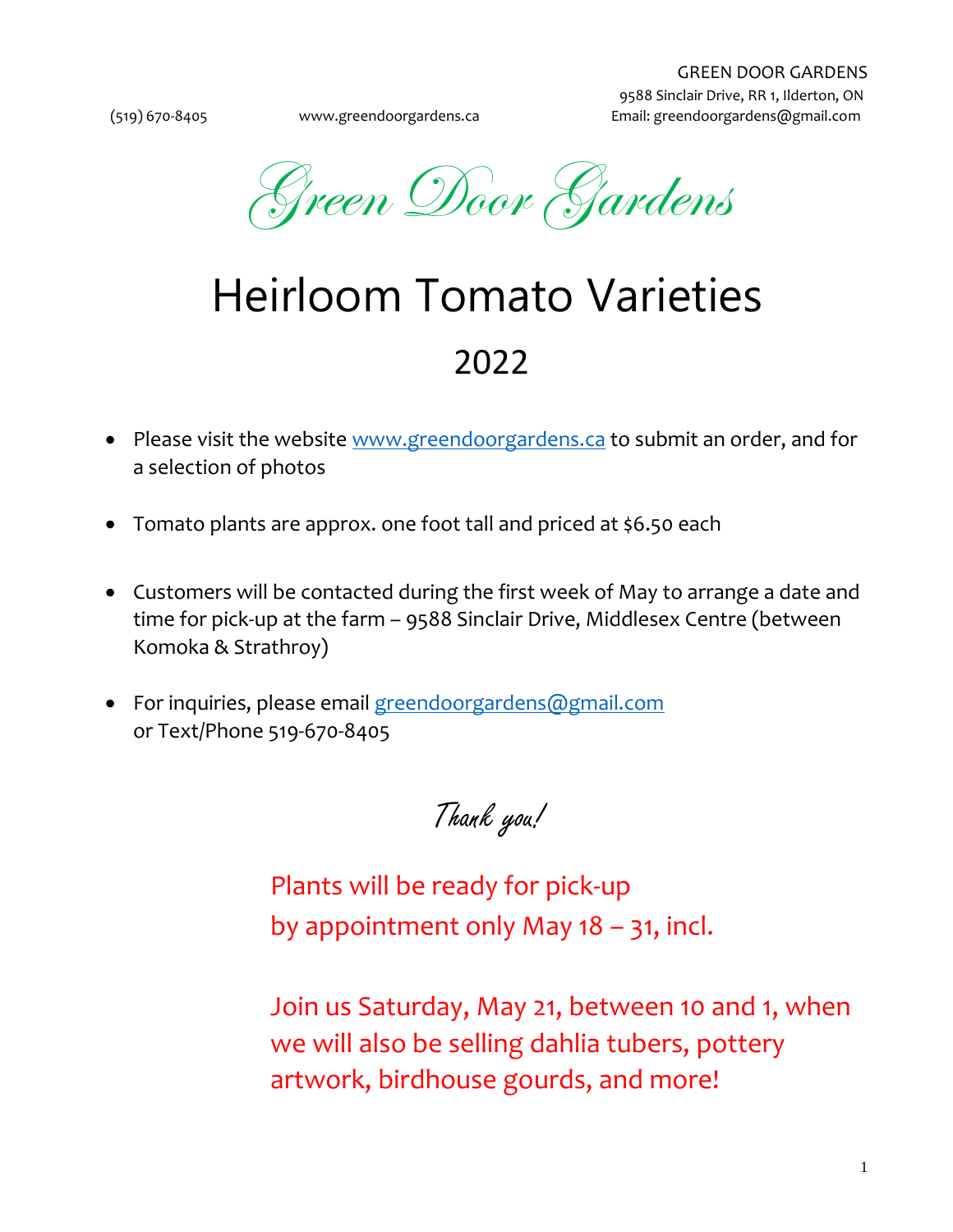GREEN DOOR GARDENS
9588 Sinclair Drive, RR 1, Ilderton, ON
(519) 670-8405 www.greendoorgardens.ca Email: greendoorgardens@gmail.com

*Green Door Gardens*

# Heirloom Tomato Varieties

## 2022

- Please visit the website www.greendoorgardens.ca to submit an order, and for a selection of photos
- Tomato plants are approx. one foot tall and priced at $6.50 each
- Customers will be contacted during the first week of May to arrange a date and time for pick-up at the farm – 9588 Sinclair Drive, Middlesex Centre (between Komoka & Strathroy)
- For inquiries, please email greendoorgardens@gmail.com or Text/Phone 519-670-8405

*Thank you!*

Plants will be ready for pick-up
by appointment only May 18 – 31, incl.

Join us Saturday, May 21, between 10 and 1, when we will also be selling dahlia tubers, pottery artwork, birdhouse gourds, and more!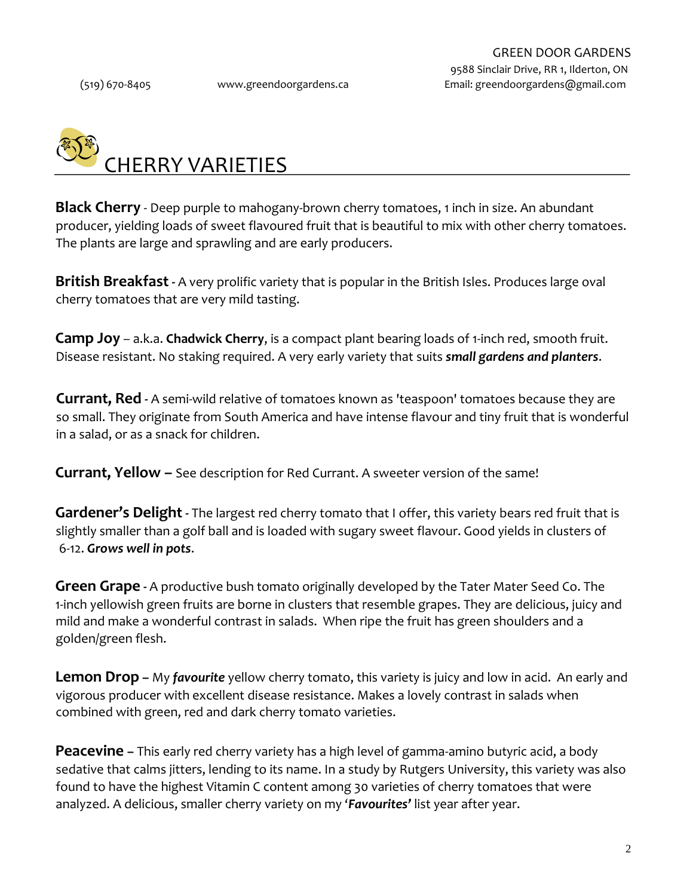# CHERRY VARIETIES

**Black Cherry** - Deep purple to mahogany-brown cherry tomatoes, 1 inch in size. An abundant producer, yielding loads of sweet flavoured fruit that is beautiful to mix with other cherry tomatoes. The plants are large and sprawling and are early producers.

**British Breakfast** - A very prolific variety that is popular in the British Isles. Produces large oval cherry tomatoes that are very mild tasting.

**Camp Joy** – a.k.a. **Chadwick Cherry**, is a compact plant bearing loads of 1-inch red, smooth fruit. Disease resistant. No staking required. A very early variety that suits ***small gardens and planters***.

**Currant, Red** - A semi-wild relative of tomatoes known as 'teaspoon' tomatoes because they are so small. They originate from South America and have intense flavour and tiny fruit that is wonderful in a salad, or as a snack for children.

**Currant, Yellow –** See description for Red Currant. A sweeter version of the same!

**Gardener's Delight** - The largest red cherry tomato that I offer, this variety bears red fruit that is slightly smaller than a golf ball and is loaded with sugary sweet flavour. Good yields in clusters of 6-12. ***Grows well in pots***.

**Green Grape** - A productive bush tomato originally developed by the Tater Mater Seed Co. The 1-inch yellowish green fruits are borne in clusters that resemble grapes. They are delicious, juicy and mild and make a wonderful contrast in salads. When ripe the fruit has green shoulders and a golden/green flesh.

**Lemon Drop** – My ***favourite*** yellow cherry tomato, this variety is juicy and low in acid. An early and vigorous producer with excellent disease resistance. Makes a lovely contrast in salads when combined with green, red and dark cherry tomato varieties.

**Peacevine** – This early red cherry variety has a high level of gamma-amino butyric acid, a body sedative that calms jitters, lending to its name. In a study by Rutgers University, this variety was also found to have the highest Vitamin C content among 30 varieties of cherry tomatoes that were analyzed. A delicious, smaller cherry variety on my ***'Favourites'*** list year after year.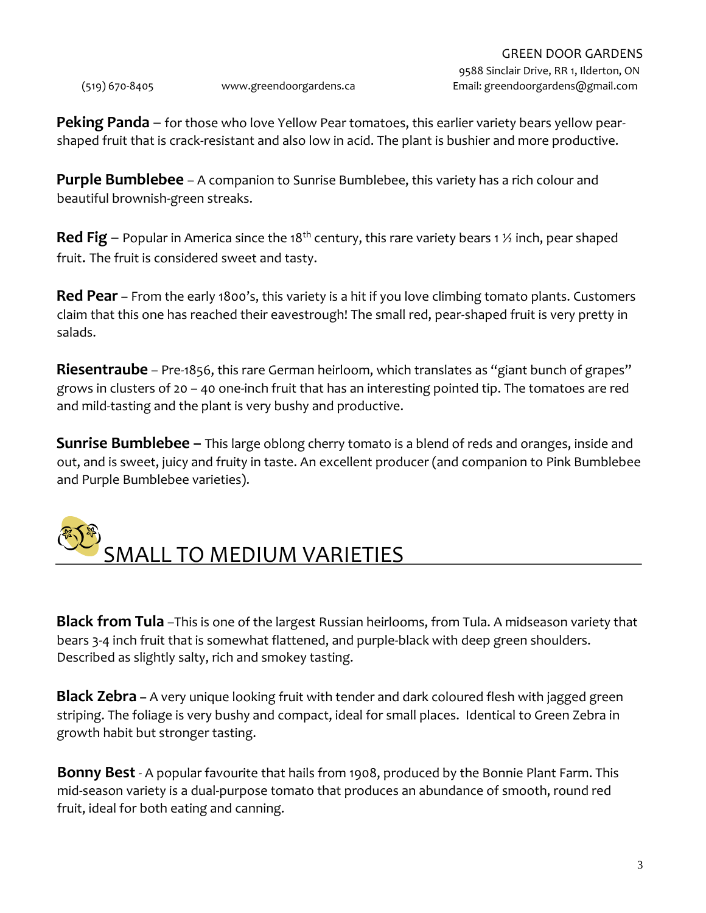**Peking Panda** – for those who love Yellow Pear tomatoes, this earlier variety bears yellow pear-shaped fruit that is crack-resistant and also low in acid. The plant is bushier and more productive.

**Purple Bumblebee** – A companion to Sunrise Bumblebee, this variety has a rich colour and beautiful brownish-green streaks.

**Red Fig** – Popular in America since the 18th century, this rare variety bears 1 ½ inch, pear shaped fruit. The fruit is considered sweet and tasty.

**Red Pear** – From the early 1800's, this variety is a hit if you love climbing tomato plants. Customers claim that this one has reached their eavestrough! The small red, pear-shaped fruit is very pretty in salads.

**Riesentraube** – Pre-1856, this rare German heirloom, which translates as "giant bunch of grapes" grows in clusters of 20 – 40 one-inch fruit that has an interesting pointed tip. The tomatoes are red and mild-tasting and the plant is very bushy and productive.

**Sunrise Bumblebee –** This large oblong cherry tomato is a blend of reds and oranges, inside and out, and is sweet, juicy and fruity in taste. An excellent producer (and companion to Pink Bumblebee and Purple Bumblebee varieties).

## SMALL TO MEDIUM VARIETIES

**Black from Tula** –This is one of the largest Russian heirlooms, from Tula. A midseason variety that bears 3-4 inch fruit that is somewhat flattened, and purple-black with deep green shoulders. Described as slightly salty, rich and smokey tasting.

**Black Zebra –** A very unique looking fruit with tender and dark coloured flesh with jagged green striping. The foliage is very bushy and compact, ideal for small places. Identical to Green Zebra in growth habit but stronger tasting.

**Bonny Best** - A popular favourite that hails from 1908, produced by the Bonnie Plant Farm. This mid-season variety is a dual-purpose tomato that produces an abundance of smooth, round red fruit, ideal for both eating and canning.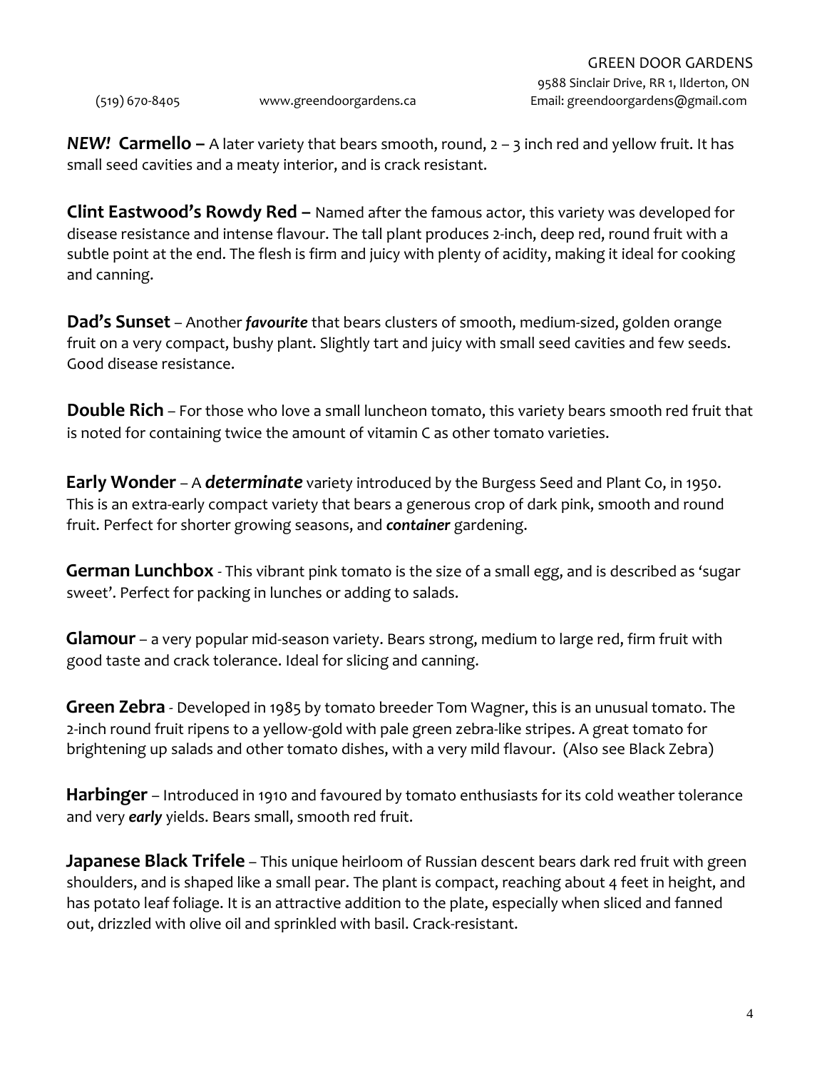***NEW!*** **Carmello –** A later variety that bears smooth, round, 2 – 3 inch red and yellow fruit. It has small seed cavities and a meaty interior, and is crack resistant.

**Clint Eastwood's Rowdy Red –** Named after the famous actor, this variety was developed for disease resistance and intense flavour. The tall plant produces 2-inch, deep red, round fruit with a subtle point at the end. The flesh is firm and juicy with plenty of acidity, making it ideal for cooking and canning.

**Dad's Sunset** – Another ***favourite*** that bears clusters of smooth, medium-sized, golden orange fruit on a very compact, bushy plant. Slightly tart and juicy with small seed cavities and few seeds. Good disease resistance.

**Double Rich** – For those who love a small luncheon tomato, this variety bears smooth red fruit that is noted for containing twice the amount of vitamin C as other tomato varieties.

**Early Wonder** – A ***determinate*** variety introduced by the Burgess Seed and Plant Co, in 1950. This is an extra-early compact variety that bears a generous crop of dark pink, smooth and round fruit. Perfect for shorter growing seasons, and ***container*** gardening.

**German Lunchbox** - This vibrant pink tomato is the size of a small egg, and is described as 'sugar sweet'. Perfect for packing in lunches or adding to salads.

**Glamour** – a very popular mid-season variety. Bears strong, medium to large red, firm fruit with good taste and crack tolerance. Ideal for slicing and canning.

**Green Zebra** - Developed in 1985 by tomato breeder Tom Wagner, this is an unusual tomato. The 2-inch round fruit ripens to a yellow-gold with pale green zebra-like stripes. A great tomato for brightening up salads and other tomato dishes, with a very mild flavour. (Also see Black Zebra)

**Harbinger** – Introduced in 1910 and favoured by tomato enthusiasts for its cold weather tolerance and very ***early*** yields. Bears small, smooth red fruit.

**Japanese Black Trifele** – This unique heirloom of Russian descent bears dark red fruit with green shoulders, and is shaped like a small pear. The plant is compact, reaching about 4 feet in height, and has potato leaf foliage. It is an attractive addition to the plate, especially when sliced and fanned out, drizzled with olive oil and sprinkled with basil. Crack-resistant.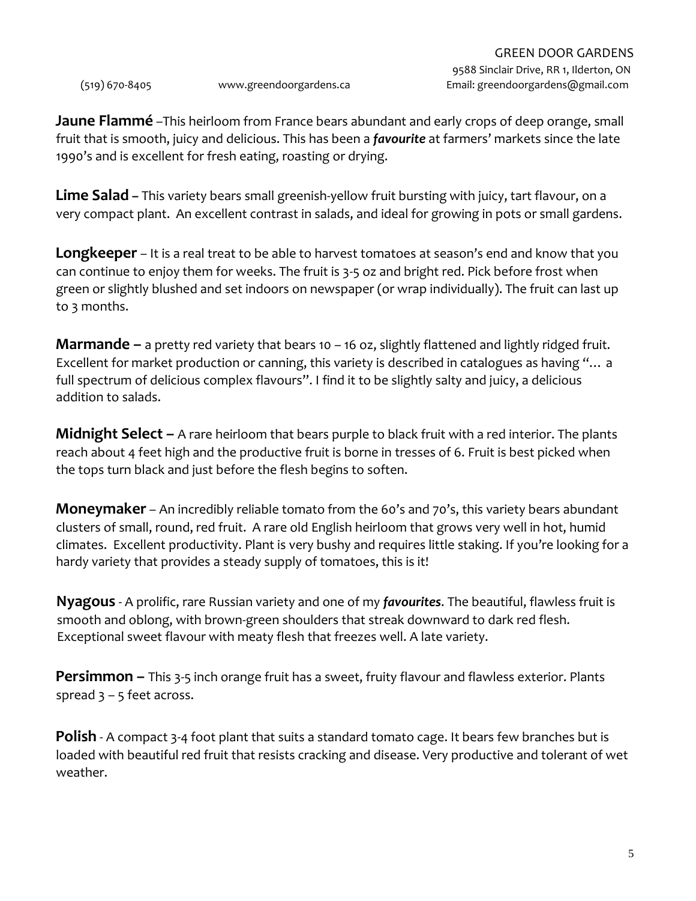**Jaune Flammé** –This heirloom from France bears abundant and early crops of deep orange, small fruit that is smooth, juicy and delicious. This has been a ***favourite*** at farmers' markets since the late 1990's and is excellent for fresh eating, roasting or drying.

**Lime Salad** – This variety bears small greenish-yellow fruit bursting with juicy, tart flavour, on a very compact plant. An excellent contrast in salads, and ideal for growing in pots or small gardens.

**Longkeeper** – It is a real treat to be able to harvest tomatoes at season's end and know that you can continue to enjoy them for weeks. The fruit is 3-5 oz and bright red. Pick before frost when green or slightly blushed and set indoors on newspaper (or wrap individually). The fruit can last up to 3 months.

**Marmande** – a pretty red variety that bears 10 – 16 oz, slightly flattened and lightly ridged fruit. Excellent for market production or canning, this variety is described in catalogues as having "… a full spectrum of delicious complex flavours". I find it to be slightly salty and juicy, a delicious addition to salads.

**Midnight Select** – A rare heirloom that bears purple to black fruit with a red interior. The plants reach about 4 feet high and the productive fruit is borne in tresses of 6. Fruit is best picked when the tops turn black and just before the flesh begins to soften.

**Moneymaker** – An incredibly reliable tomato from the 60's and 70's, this variety bears abundant clusters of small, round, red fruit. A rare old English heirloom that grows very well in hot, humid climates. Excellent productivity. Plant is very bushy and requires little staking. If you're looking for a hardy variety that provides a steady supply of tomatoes, this is it!

**Nyagous** - A prolific, rare Russian variety and one of my ***favourites***. The beautiful, flawless fruit is smooth and oblong, with brown-green shoulders that streak downward to dark red flesh. Exceptional sweet flavour with meaty flesh that freezes well. A late variety.

**Persimmon** – This 3-5 inch orange fruit has a sweet, fruity flavour and flawless exterior. Plants spread 3 – 5 feet across.

**Polish** - A compact 3-4 foot plant that suits a standard tomato cage. It bears few branches but is loaded with beautiful red fruit that resists cracking and disease. Very productive and tolerant of wet weather.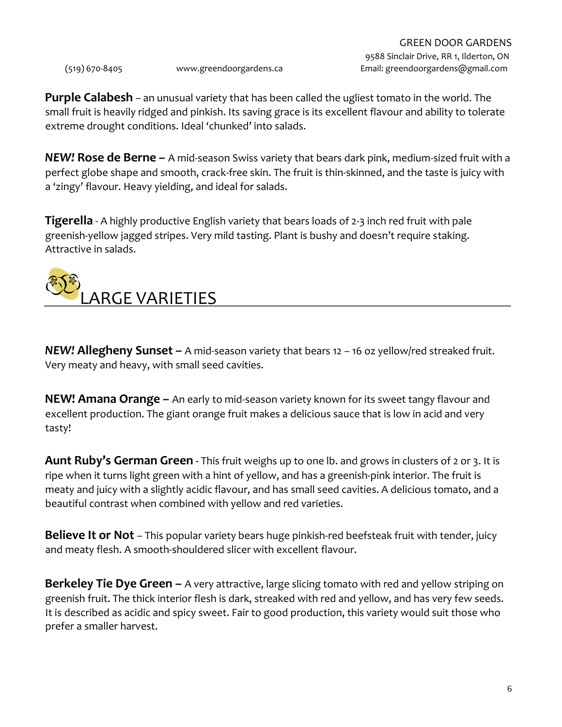**Purple Calabesh** – an unusual variety that has been called the ugliest tomato in the world. The small fruit is heavily ridged and pinkish. Its saving grace is its excellent flavour and ability to tolerate extreme drought conditions. Ideal 'chunked' into salads.

***NEW!* Rose de Berne –** A mid-season Swiss variety that bears dark pink, medium-sized fruit with a perfect globe shape and smooth, crack-free skin. The fruit is thin-skinned, and the taste is juicy with a 'zingy' flavour. Heavy yielding, and ideal for salads.

**Tigerella** - A highly productive English variety that bears loads of 2-3 inch red fruit with pale greenish-yellow jagged stripes. Very mild tasting. Plant is bushy and doesn't require staking. Attractive in salads.

## LARGE VARIETIES

***NEW!* Allegheny Sunset –** A mid-season variety that bears 12 – 16 oz yellow/red streaked fruit. Very meaty and heavy, with small seed cavities.

**NEW! Amana Orange –** An early to mid-season variety known for its sweet tangy flavour and excellent production. The giant orange fruit makes a delicious sauce that is low in acid and very tasty!

**Aunt Ruby's German Green** - This fruit weighs up to one lb. and grows in clusters of 2 or 3. It is ripe when it turns light green with a hint of yellow, and has a greenish-pink interior. The fruit is meaty and juicy with a slightly acidic flavour, and has small seed cavities. A delicious tomato, and a beautiful contrast when combined with yellow and red varieties.

**Believe It or Not** – This popular variety bears huge pinkish-red beefsteak fruit with tender, juicy and meaty flesh. A smooth-shouldered slicer with excellent flavour.

**Berkeley Tie Dye Green –** A very attractive, large slicing tomato with red and yellow striping on greenish fruit. The thick interior flesh is dark, streaked with red and yellow, and has very few seeds. It is described as acidic and spicy sweet. Fair to good production, this variety would suit those who prefer a smaller harvest.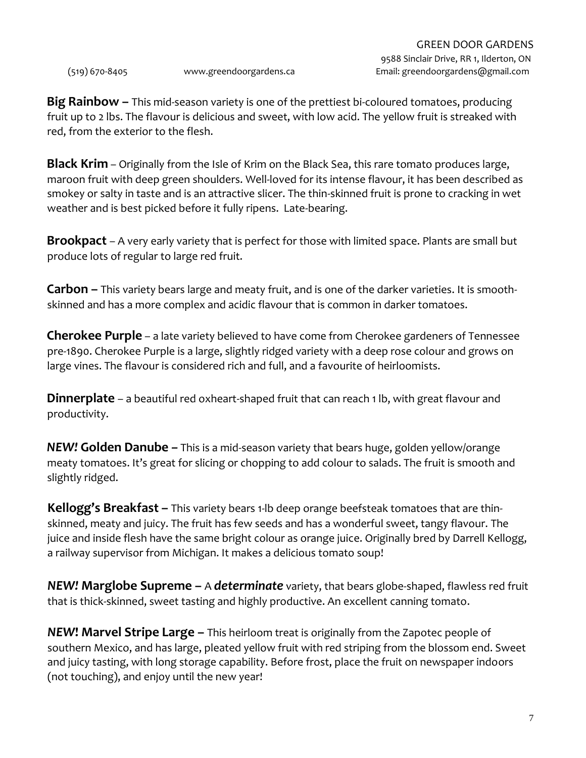**Big Rainbow –** This mid-season variety is one of the prettiest bi-coloured tomatoes, producing fruit up to 2 lbs. The flavour is delicious and sweet, with low acid. The yellow fruit is streaked with red, from the exterior to the flesh.

**Black Krim** – Originally from the Isle of Krim on the Black Sea, this rare tomato produces large, maroon fruit with deep green shoulders. Well-loved for its intense flavour, it has been described as smokey or salty in taste and is an attractive slicer. The thin-skinned fruit is prone to cracking in wet weather and is best picked before it fully ripens. Late-bearing.

**Brookpact** – A very early variety that is perfect for those with limited space. Plants are small but produce lots of regular to large red fruit.

**Carbon –** This variety bears large and meaty fruit, and is one of the darker varieties. It is smooth-skinned and has a more complex and acidic flavour that is common in darker tomatoes.

**Cherokee Purple** – a late variety believed to have come from Cherokee gardeners of Tennessee pre-1890. Cherokee Purple is a large, slightly ridged variety with a deep rose colour and grows on large vines. The flavour is considered rich and full, and a favourite of heirloomists.

**Dinnerplate** – a beautiful red oxheart-shaped fruit that can reach 1 lb, with great flavour and productivity.

***NEW!* Golden Danube –** This is a mid-season variety that bears huge, golden yellow/orange meaty tomatoes. It's great for slicing or chopping to add colour to salads. The fruit is smooth and slightly ridged.

**Kellogg's Breakfast –** This variety bears 1-lb deep orange beefsteak tomatoes that are thin-skinned, meaty and juicy. The fruit has few seeds and has a wonderful sweet, tangy flavour. The juice and inside flesh have the same bright colour as orange juice. Originally bred by Darrell Kellogg, a railway supervisor from Michigan. It makes a delicious tomato soup!

***NEW!* Marglobe Supreme –** A ***determinate*** variety, that bears globe-shaped, flawless red fruit that is thick-skinned, sweet tasting and highly productive. An excellent canning tomato.

***NEW*! Marvel Stripe Large –** This heirloom treat is originally from the Zapotec people of southern Mexico, and has large, pleated yellow fruit with red striping from the blossom end. Sweet and juicy tasting, with long storage capability. Before frost, place the fruit on newspaper indoors (not touching), and enjoy until the new year!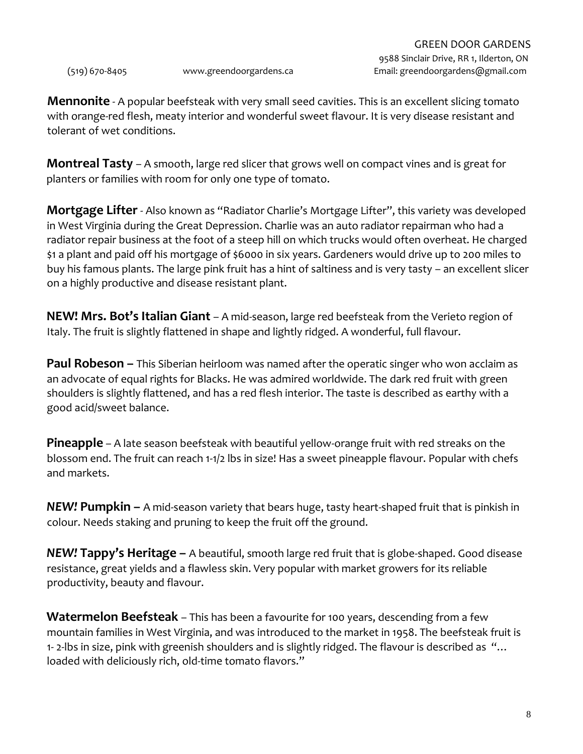**Mennonite** - A popular beefsteak with very small seed cavities. This is an excellent slicing tomato with orange-red flesh, meaty interior and wonderful sweet flavour. It is very disease resistant and tolerant of wet conditions.

**Montreal Tasty** – A smooth, large red slicer that grows well on compact vines and is great for planters or families with room for only one type of tomato.

**Mortgage Lifter** - Also known as "Radiator Charlie's Mortgage Lifter", this variety was developed in West Virginia during the Great Depression. Charlie was an auto radiator repairman who had a radiator repair business at the foot of a steep hill on which trucks would often overheat. He charged $1 a plant and paid off his mortgage of $6000 in six years. Gardeners would drive up to 200 miles to buy his famous plants. The large pink fruit has a hint of saltiness and is very tasty – an excellent slicer on a highly productive and disease resistant plant.

**NEW! Mrs. Bot's Italian Giant** – A mid-season, large red beefsteak from the Verieto region of Italy. The fruit is slightly flattened in shape and lightly ridged. A wonderful, full flavour.

**Paul Robeson –** This Siberian heirloom was named after the operatic singer who won acclaim as an advocate of equal rights for Blacks. He was admired worldwide. The dark red fruit with green shoulders is slightly flattened, and has a red flesh interior. The taste is described as earthy with a good acid/sweet balance.

**Pineapple** – A late season beefsteak with beautiful yellow-orange fruit with red streaks on the blossom end. The fruit can reach 1-1/2 lbs in size! Has a sweet pineapple flavour. Popular with chefs and markets.

***NEW!* Pumpkin –** A mid-season variety that bears huge, tasty heart-shaped fruit that is pinkish in colour. Needs staking and pruning to keep the fruit off the ground.

***NEW!* Tappy's Heritage –** A beautiful, smooth large red fruit that is globe-shaped. Good disease resistance, great yields and a flawless skin. Very popular with market growers for its reliable productivity, beauty and flavour.

**Watermelon Beefsteak** – This has been a favourite for 100 years, descending from a few mountain families in West Virginia, and was introduced to the market in 1958. The beefsteak fruit is 1- 2-lbs in size, pink with greenish shoulders and is slightly ridged. The flavour is described as "… loaded with deliciously rich, old-time tomato flavors."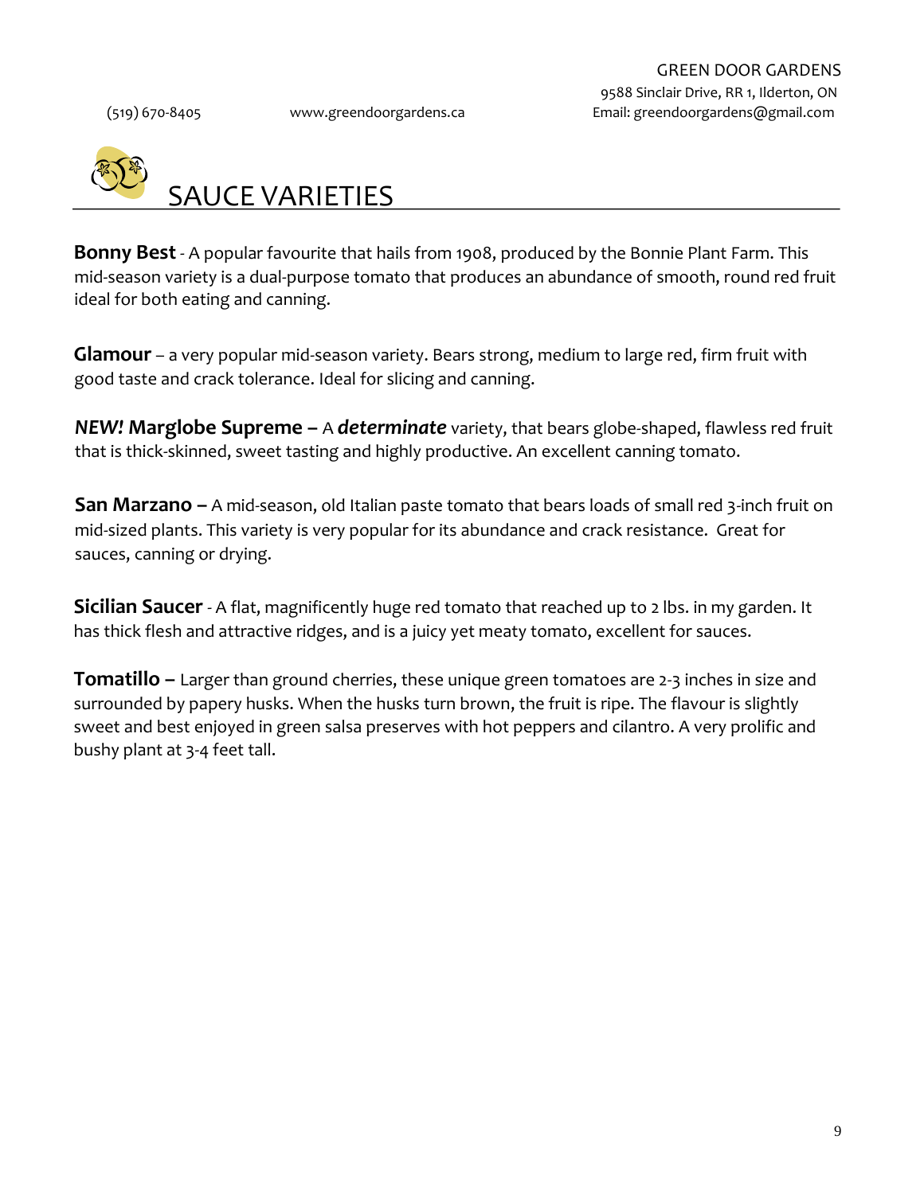# SAUCE VARIETIES

**Bonny Best** - A popular favourite that hails from 1908, produced by the Bonnie Plant Farm. This mid-season variety is a dual-purpose tomato that produces an abundance of smooth, round red fruit ideal for both eating and canning.

**Glamour** – a very popular mid-season variety. Bears strong, medium to large red, firm fruit with good taste and crack tolerance. Ideal for slicing and canning.

***NEW!* Marglobe Supreme –** A ***determinate*** variety, that bears globe-shaped, flawless red fruit that is thick-skinned, sweet tasting and highly productive. An excellent canning tomato.

**San Marzano –** A mid-season, old Italian paste tomato that bears loads of small red 3-inch fruit on mid-sized plants. This variety is very popular for its abundance and crack resistance. Great for sauces, canning or drying.

**Sicilian Saucer** - A flat, magnificently huge red tomato that reached up to 2 lbs. in my garden. It has thick flesh and attractive ridges, and is a juicy yet meaty tomato, excellent for sauces.

**Tomatillo –** Larger than ground cherries, these unique green tomatoes are 2-3 inches in size and surrounded by papery husks. When the husks turn brown, the fruit is ripe. The flavour is slightly sweet and best enjoyed in green salsa preserves with hot peppers and cilantro. A very prolific and bushy plant at 3-4 feet tall.